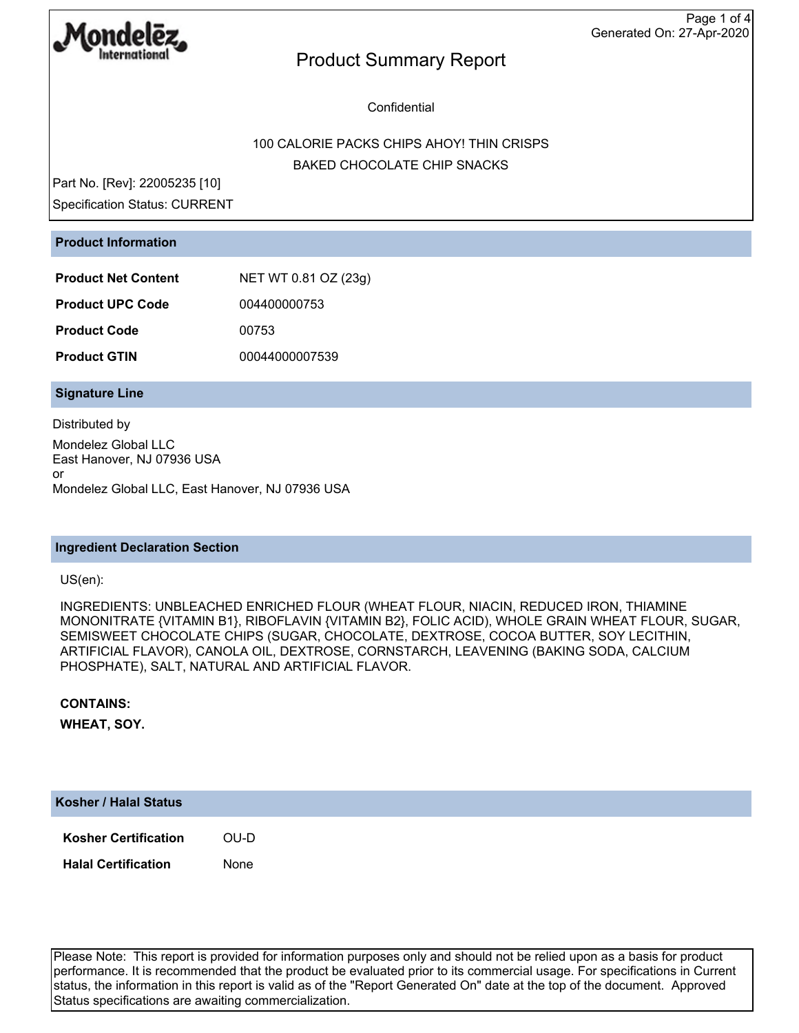Mondelēz International

# Product Summary Report

Confidential

100 CALORIE PACKS CHIPS AHOY! THIN CRISPS
BAKED CHOCOLATE CHIP SNACKS

Part No. [Rev]: 22005235 [10]
Specification Status: CURRENT

## Product Information

| | |
|---|---|
| **Product Net Content** | NET WT 0.81 OZ (23g) |
| **Product UPC Code** | 004400000753 |
| **Product Code** | 00753 |
| **Product GTIN** | 00044000007539 |

## Signature Line

Distributed by

Mondelez Global LLC
East Hanover, NJ 07936 USA
or
Mondelez Global LLC, East Hanover, NJ 07936 USA

## Ingredient Declaration Section

US(en):

INGREDIENTS: UNBLEACHED ENRICHED FLOUR (WHEAT FLOUR, NIACIN, REDUCED IRON, THIAMINE MONONITRATE {VITAMIN B1}, RIBOFLAVIN {VITAMIN B2}, FOLIC ACID), WHOLE GRAIN WHEAT FLOUR, SUGAR, SEMISWEET CHOCOLATE CHIPS (SUGAR, CHOCOLATE, DEXTROSE, COCOA BUTTER, SOY LECITHIN, ARTIFICIAL FLAVOR), CANOLA OIL, DEXTROSE, CORNSTARCH, LEAVENING (BAKING SODA, CALCIUM PHOSPHATE), SALT, NATURAL AND ARTIFICIAL FLAVOR.

**CONTAINS:**
**WHEAT, SOY.**

## Kosher / Halal Status

| | |
|---|---|
| **Kosher Certification** | OU-D |
| **Halal Certification** | None |

Please Note: This report is provided for information purposes only and should not be relied upon as a basis for product performance. It is recommended that the product be evaluated prior to its commercial usage. For specifications in Current status, the information in this report is valid as of the "Report Generated On" date at the top of the document. Approved Status specifications are awaiting commercialization.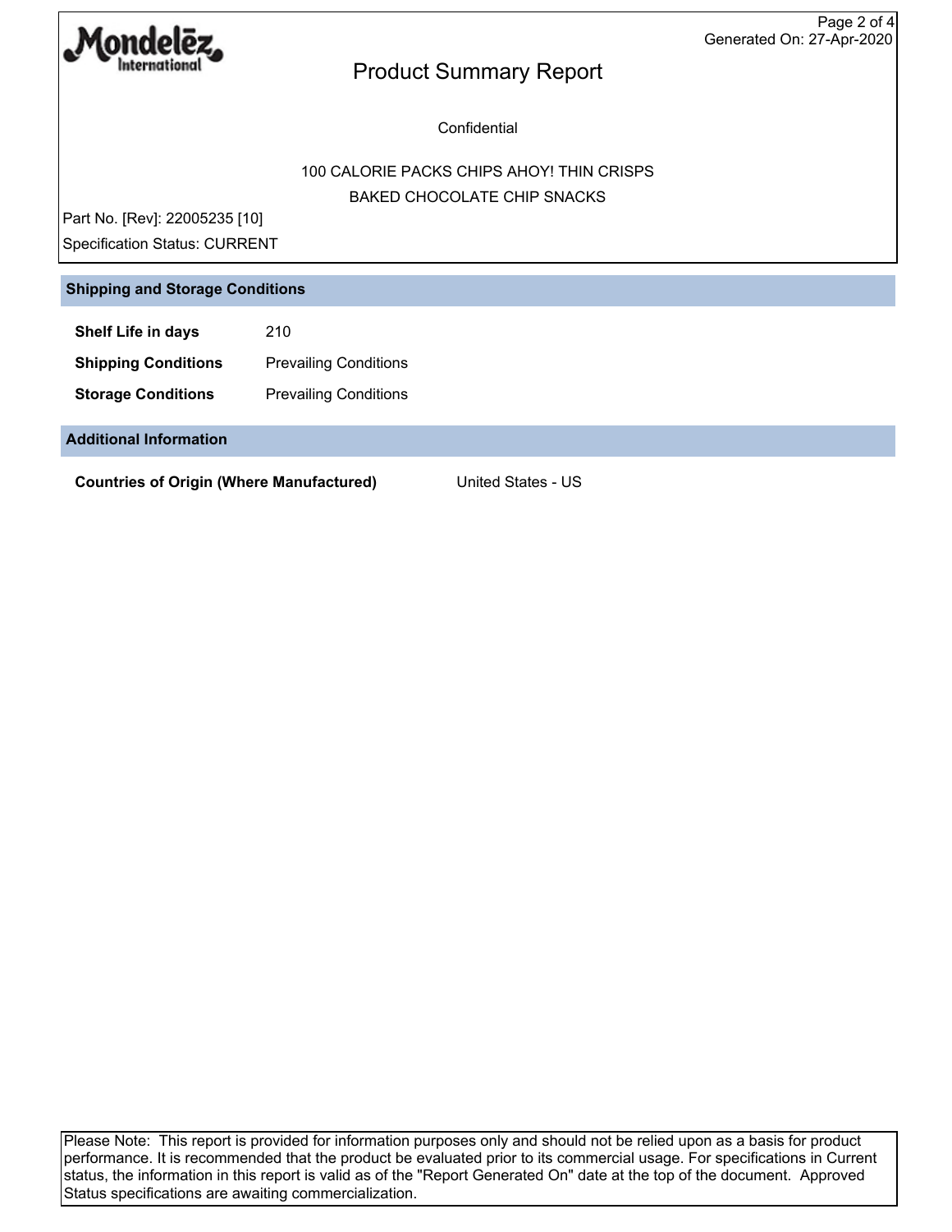# Product Summary Report

Confidential

100 CALORIE PACKS CHIPS AHOY! THIN CRISPS
BAKED CHOCOLATE CHIP SNACKS

Part No. [Rev]: 22005235 [10]

Specification Status: CURRENT

## Shipping and Storage Conditions

| | |
|---|---|
| **Shelf Life in days** | 210 |
| **Shipping Conditions** | Prevailing Conditions |
| **Storage Conditions** | Prevailing Conditions |

## Additional Information

| | |
|---|---|
| **Countries of Origin (Where Manufactured)** | United States - US |

Please Note: This report is provided for information purposes only and should not be relied upon as a basis for product performance. It is recommended that the product be evaluated prior to its commercial usage. For specifications in Current status, the information in this report is valid as of the "Report Generated On" date at the top of the document. Approved Status specifications are awaiting commercialization.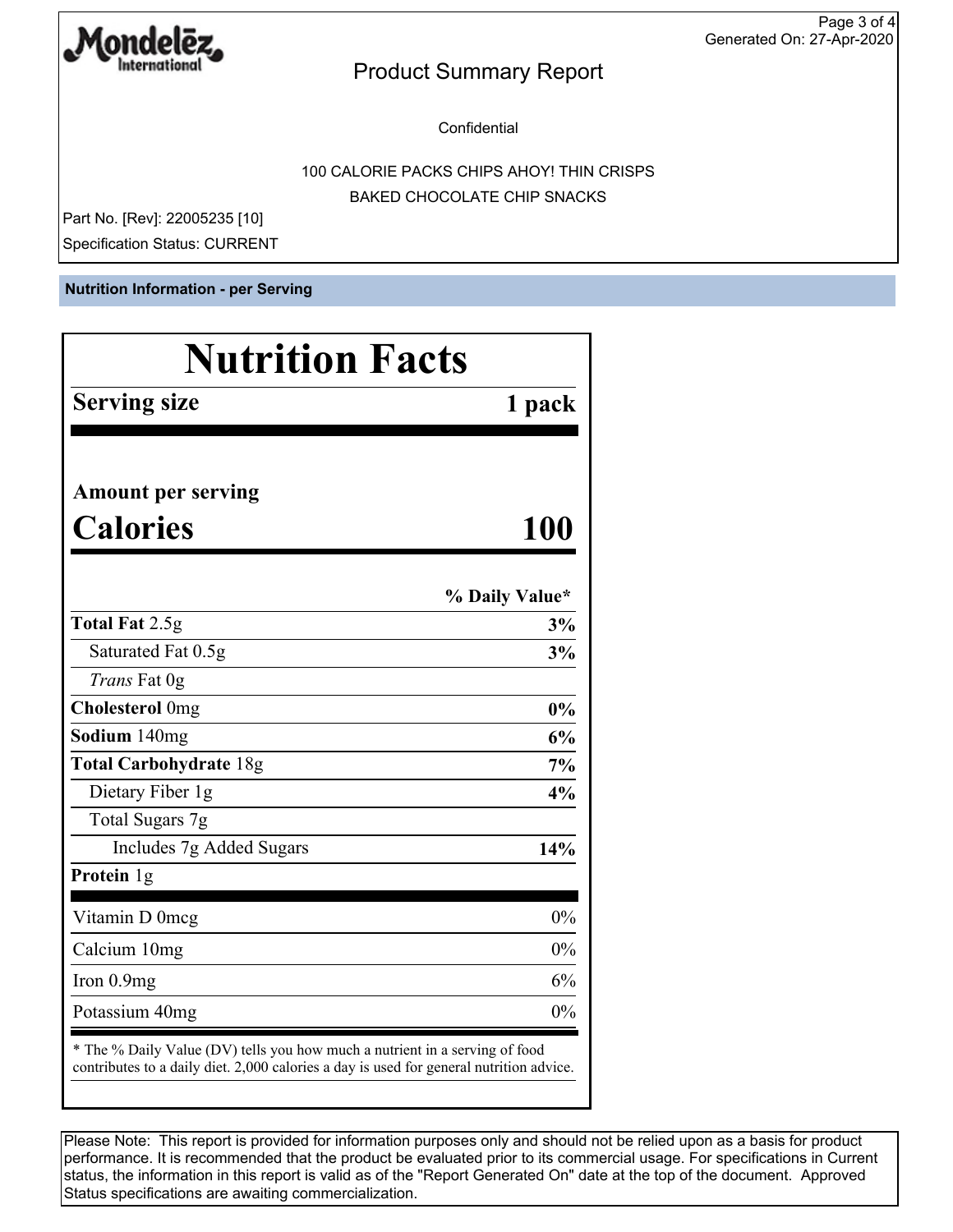**Mondelēz International**

## Product Summary Report

Confidential

100 CALORIE PACKS CHIPS AHOY! THIN CRISPS
BAKED CHOCOLATE CHIP SNACKS

Part No. [Rev]: 22005235 [10]

Specification Status: CURRENT

### Nutrition Information - per Serving

# Nutrition Facts

| **Serving size** | **1 pack** |
| --- | --- |
| **Amount per serving** | |
| **Calories** | **100** |
| | **% Daily Value*** |
| **Total Fat** 2.5g | **3%** |
| Saturated Fat 0.5g | **3%** |
| *Trans* Fat 0g | |
| **Cholesterol** 0mg | **0%** |
| **Sodium** 140mg | **6%** |
| **Total Carbohydrate** 18g | **7%** |
| Dietary Fiber 1g | **4%** |
| Total Sugars 7g | |
| Includes 7g Added Sugars | **14%** |
| **Protein** 1g | |
| Vitamin D 0mcg | 0% |
| Calcium 10mg | 0% |
| Iron 0.9mg | 6% |
| Potassium 40mg | 0% |

* The % Daily Value (DV) tells you how much a nutrient in a serving of food contributes to a daily diet. 2,000 calories a day is used for general nutrition advice.

Please Note: This report is provided for information purposes only and should not be relied upon as a basis for product performance. It is recommended that the product be evaluated prior to its commercial usage. For specifications in Current status, the information in this report is valid as of the "Report Generated On" date at the top of the document. Approved Status specifications are awaiting commercialization.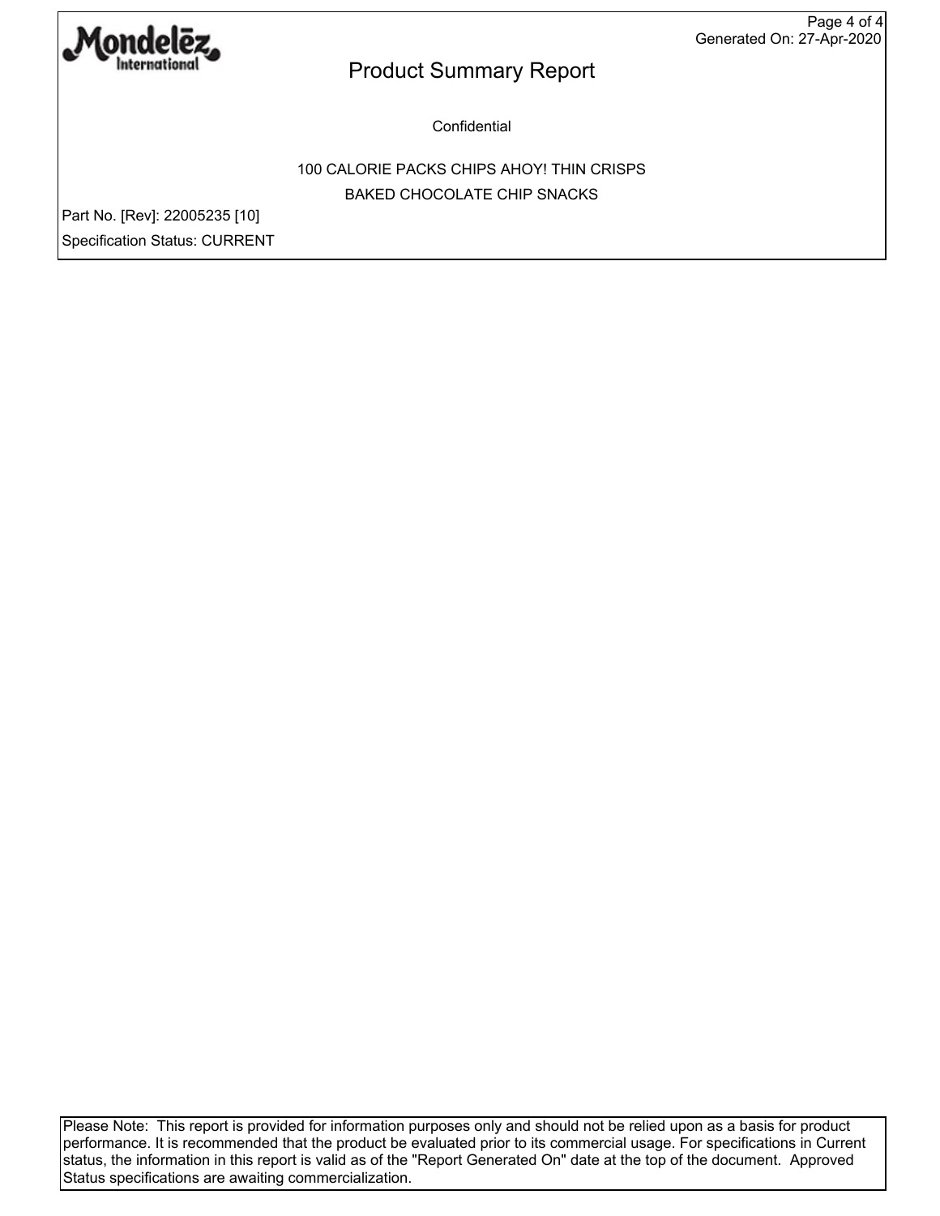# Product Summary Report

Confidential

100 CALORIE PACKS CHIPS AHOY! THIN CRISPS

BAKED CHOCOLATE CHIP SNACKS

Part No. [Rev]: 22005235 [10]

Specification Status: CURRENT

Please Note: This report is provided for information purposes only and should not be relied upon as a basis for product performance. It is recommended that the product be evaluated prior to its commercial usage. For specifications in Current status, the information in this report is valid as of the "Report Generated On" date at the top of the document. Approved Status specifications are awaiting commercialization.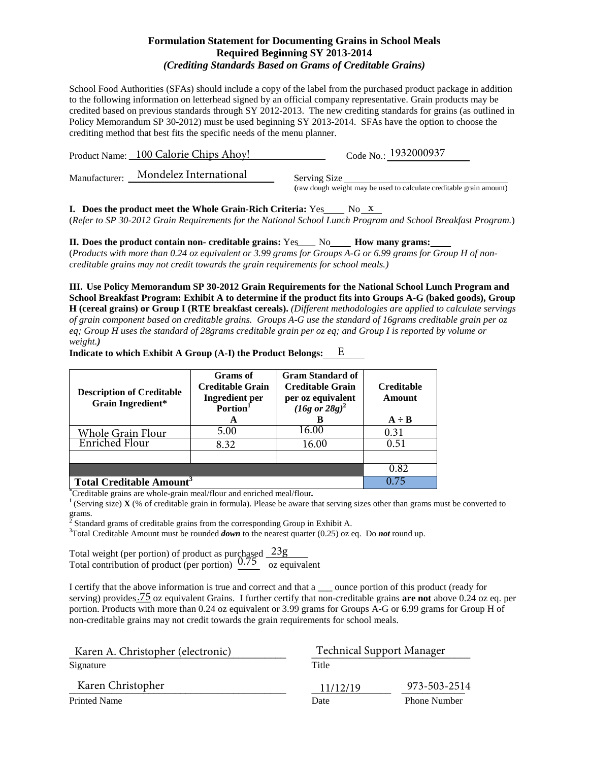# Formulation Statement for Documenting Grains in School Meals
## Required Beginning SY 2013-2014
### *(Crediting Standards Based on Grams of Creditable Grains)*

School Food Authorities (SFAs) should include a copy of the label from the purchased product package in addition to the following information on letterhead signed by an official company representative. Grain products may be credited based on previous standards through SY 2012-2013. The new crediting standards for grains (as outlined in Policy Memorandum SP 30-2012) must be used beginning SY 2013-2014. SFAs have the option to choose the crediting method that best fits the specific needs of the menu planner.

Product Name: 100 Calorie Chips Ahoy! Code No.: 1932000937

Manufacturer: Mondelez International Serving Size ______
(raw dough weight may be used to calculate creditable grain amount)

**I. Does the product meet the Whole Grain-Rich Criteria:** Yes____ No x
(*Refer to SP 30-2012 Grain Requirements for the National School Lunch Program and School Breakfast Program.*)

**II. Does the product contain non- creditable grains:** Yes____ No____ **How many grams:**____
(*Products with more than 0.24 oz equivalent or 3.99 grams for Groups A-G or 6.99 grams for Group H of non-creditable grains may not credit towards the grain requirements for school meals.)*

**III. Use Policy Memorandum SP 30-2012 Grain Requirements for the National School Lunch Program and School Breakfast Program: Exhibit A to determine if the product fits into Groups A-G (baked goods), Group H (cereal grains) or Group I (RTE breakfast cereals).** *(Different methodologies are applied to calculate servings of grain component based on creditable grains. Groups A-G use the standard of 16grams creditable grain per oz eq; Group H uses the standard of 28grams creditable grain per oz eq; and Group I is reported by volume or weight.)*

**Indicate to which Exhibit A Group (A-I) the Product Belongs:** E

| Description of Creditable Grain Ingredient* | Grams of Creditable Grain Ingredient per Portion[1] A | Gram Standard of Creditable Grain per oz equivalent *(16g or 28g)*[2] B | Creditable Amount A ÷ B |
|---|---|---|---|
| Whole Grain Flour | 5.00 | 16.00 | 0.31 |
| Enriched Flour | 8.32 | 16.00 | 0.51 |
| | | | |
| | | | 0.82 |
| **Total Creditable Amount[3]** | | | 0.75 |

*Creditable grains are whole-grain meal/flour and enriched meal/flour.
[1] (Serving size) **X** (% of creditable grain in formula). Please be aware that serving sizes other than grams must be converted to grams.
[2] Standard grams of creditable grains from the corresponding Group in Exhibit A.
[3] Total Creditable Amount must be rounded ***down*** to the nearest quarter (0.25) oz eq. Do ***not*** round up.

Total weight (per portion) of product as purchased 23g
Total contribution of product (per portion) 0.75 oz equivalent

I certify that the above information is true and correct and that a ___ ounce portion of this product (ready for serving) provides .75 oz equivalent Grains. I further certify that non-creditable grains **are not** above 0.24 oz eq. per portion. Products with more than 0.24 oz equivalent or 3.99 grams for Groups A-G or 6.99 grams for Group H of non-creditable grains may not credit towards the grain requirements for school meals.

Karen A. Christopher (electronic)
Signature

Technical Support Manager
Title

Karen Christopher
Printed Name

11/12/19
Date

973-503-2514
Phone Number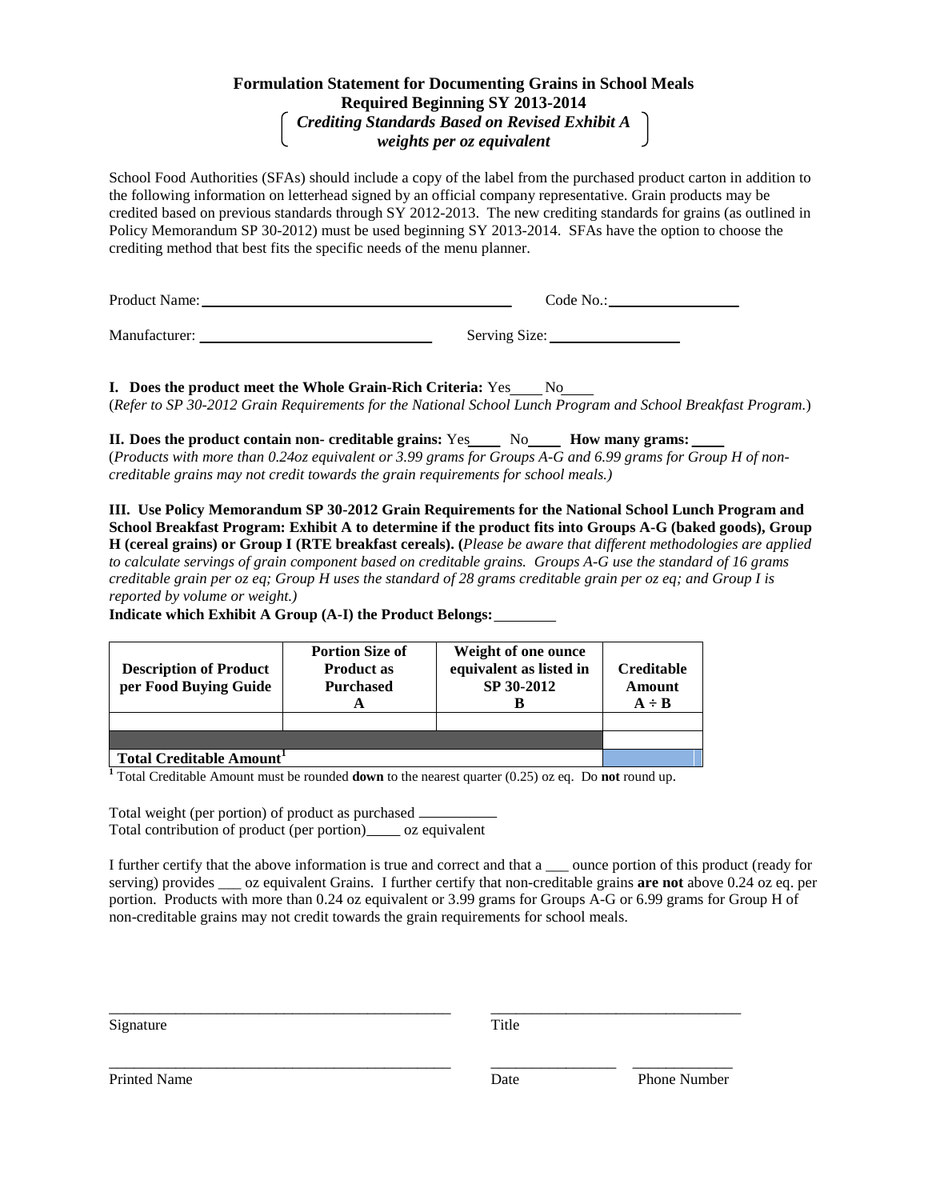# Formulation Statement for Documenting Grains in School Meals
## Required Beginning SY 2013-2014
### *Crediting Standards Based on Revised Exhibit A weights per oz equivalent*

School Food Authorities (SFAs) should include a copy of the label from the purchased product carton in addition to the following information on letterhead signed by an official company representative. Grain products may be credited based on previous standards through SY 2012-2013. The new crediting standards for grains (as outlined in Policy Memorandum SP 30-2012) must be used beginning SY 2013-2014. SFAs have the option to choose the crediting method that best fits the specific needs of the menu planner.

Product Name: ______________________________ Code No.: ______________

Manufacturer: ______________________ Serving Size: ______________

**I. Does the product meet the Whole Grain-Rich Criteria:** Yes____ No____
(*Refer to SP 30-2012 Grain Requirements for the National School Lunch Program and School Breakfast Program.*)

**II. Does the product contain non- creditable grains:** Yes____ No____ **How many grams:** ____
(*Products with more than 0.24oz equivalent or 3.99 grams for Groups A-G and 6.99 grams for Group H of non-creditable grains may not credit towards the grain requirements for school meals.)*

**III. Use Policy Memorandum SP 30-2012 Grain Requirements for the National School Lunch Program and School Breakfast Program: Exhibit A to determine if the product fits into Groups A-G (baked goods), Group H (cereal grains) or Group I (RTE breakfast cereals). (***Please be aware that different methodologies are applied to calculate servings of grain component based on creditable grains. Groups A-G use the standard of 16 grams creditable grain per oz eq; Group H uses the standard of 28 grams creditable grain per oz eq; and Group I is reported by volume or weight.)*

**Indicate which Exhibit A Group (A-I) the Product Belongs:** ________

| Description of Product per Food Buying Guide | Portion Size of Product as Purchased A | Weight of one ounce equivalent as listed in SP 30-2012 B | Creditable Amount A ÷ B |
|---|---|---|---|
| | | | |
| | | | |
| **Total Creditable Amount**[1] | | | |

[1] Total Creditable Amount must be rounded **down** to the nearest quarter (0.25) oz eq. Do **not** round up.

Total weight (per portion) of product as purchased __________
Total contribution of product (per portion)_____ oz equivalent

I further certify that the above information is true and correct and that a ___ ounce portion of this product (ready for serving) provides ___ oz equivalent Grains. I further certify that non-creditable grains **are not** above 0.24 oz eq. per portion. Products with more than 0.24 oz equivalent or 3.99 grams for Groups A-G or 6.99 grams for Group H of non-creditable grains may not credit towards the grain requirements for school meals.

_____________________________________________ _________________________________
Signature Title

_____________________________________________ ________________ _____________
Printed Name Date Phone Number